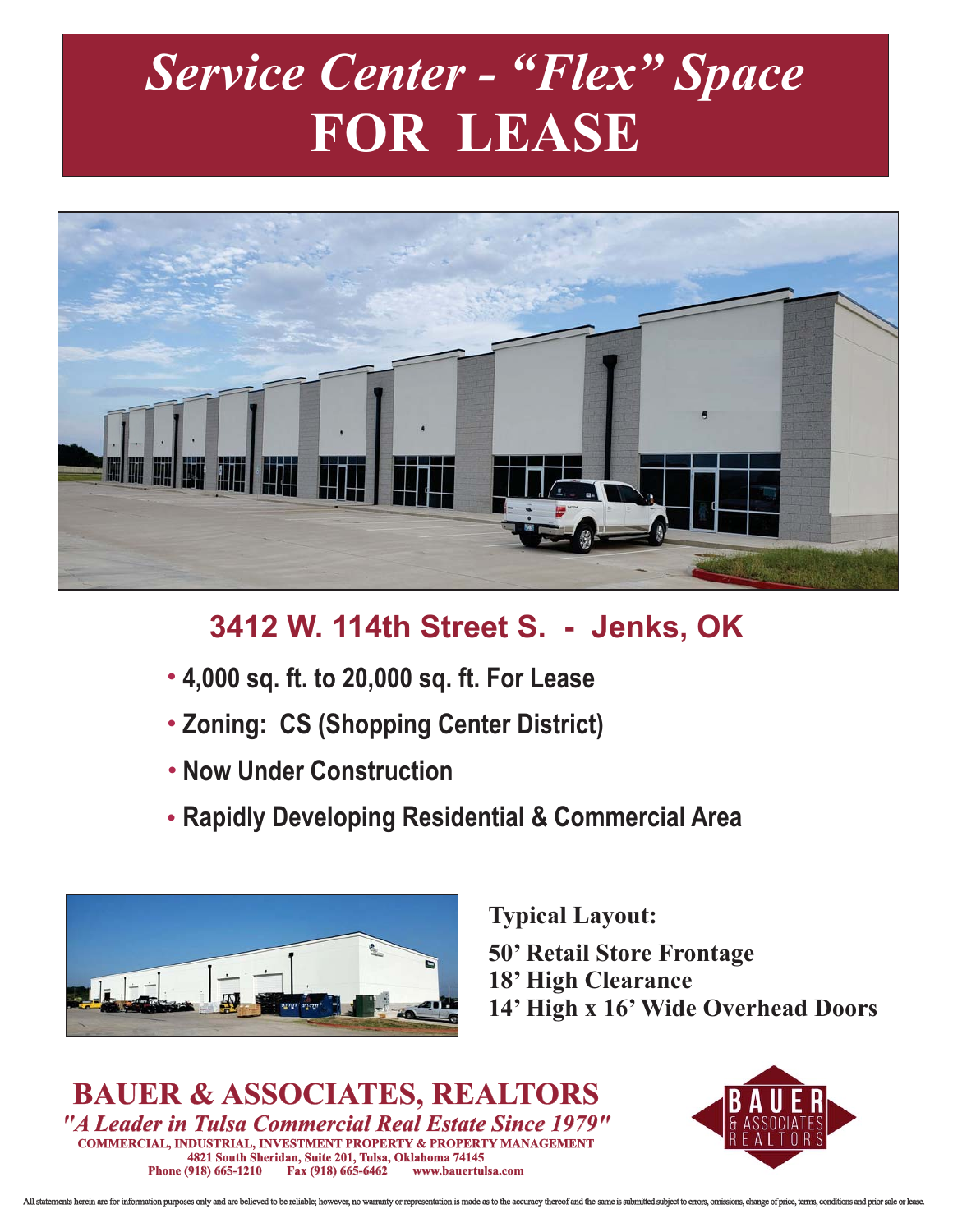# *Service Center - "Flex" Space*
# FOR LEASE

## 3412 W. 114th Street S. - Jenks, OK

- **4,000 sq. ft. to 20,000 sq. ft. For Lease**
- **Zoning: CS (Shopping Center District)**
- **Now Under Construction**
- **Rapidly Developing Residential & Commercial Area**

**Typical Layout:**

**50' Retail Store Frontage**
**18' High Clearance**
**14' High x 16' Wide Overhead Doors**

**BAUER & ASSOCIATES, REALTORS**

***"A Leader in Tulsa Commercial Real Estate Since 1979"***

**COMMERCIAL, INDUSTRIAL, INVESTMENT PROPERTY & PROPERTY MANAGEMENT**
**4821 South Sheridan, Suite 201, Tulsa, Oklahoma 74145**
**Phone (918) 665-1210 Fax (918) 665-6462 www.bauertulsa.com**

BAUER & ASSOCIATES REALTORS

All statements herein are for information purposes only and are believed to be reliable; however, no warranty or representation is made as to the accuracy thereof and the same is submitted subject to errors, omissions, change of price, terms, conditions and prior sale or lease.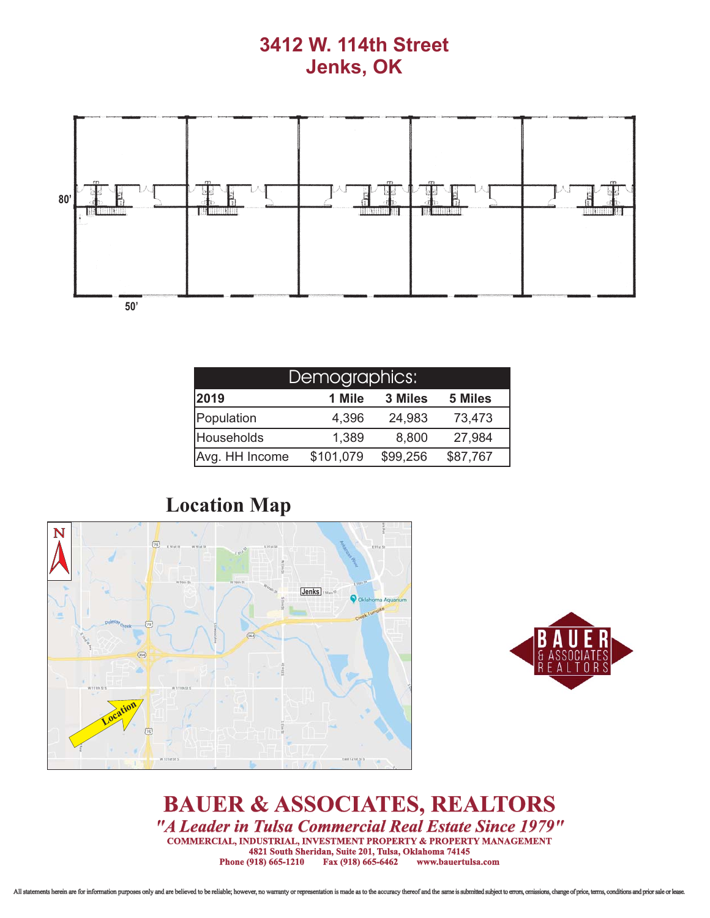# 3412 W. 114th Street
# Jenks, OK

80'

50'

| Demographics: | | | |
|---|---|---|---|
| **2019** | **1 Mile** | **3 Miles** | **5 Miles** |
| Population | 4,396 | 24,983 | 73,473 |
| Households | 1,389 | 8,800 | 27,984 |
| Avg. HH Income | $101,079 | $99,256 | $87,767 |

## Location Map

N

Location

Jenks

Oklahoma Aquarium

Creek Turnpike

W 111th St S

BAUER & ASSOCIATES REALTORS

# BAUER & ASSOCIATES, REALTORS

***"A Leader in Tulsa Commercial Real Estate Since 1979"***

**COMMERCIAL, INDUSTRIAL, INVESTMENT PROPERTY & PROPERTY MANAGEMENT**
**4821 South Sheridan, Suite 201, Tulsa, Oklahoma 74145**
**Phone (918) 665-1210 Fax (918) 665-6462 www.bauertulsa.com**

All statements herein are for information purposes only and are believed to be reliable; however, no warranty or representation is made as to the accuracy thereof and the same is submitted subject to errors, omissions, change of price, terms, conditions and prior sale or lease.